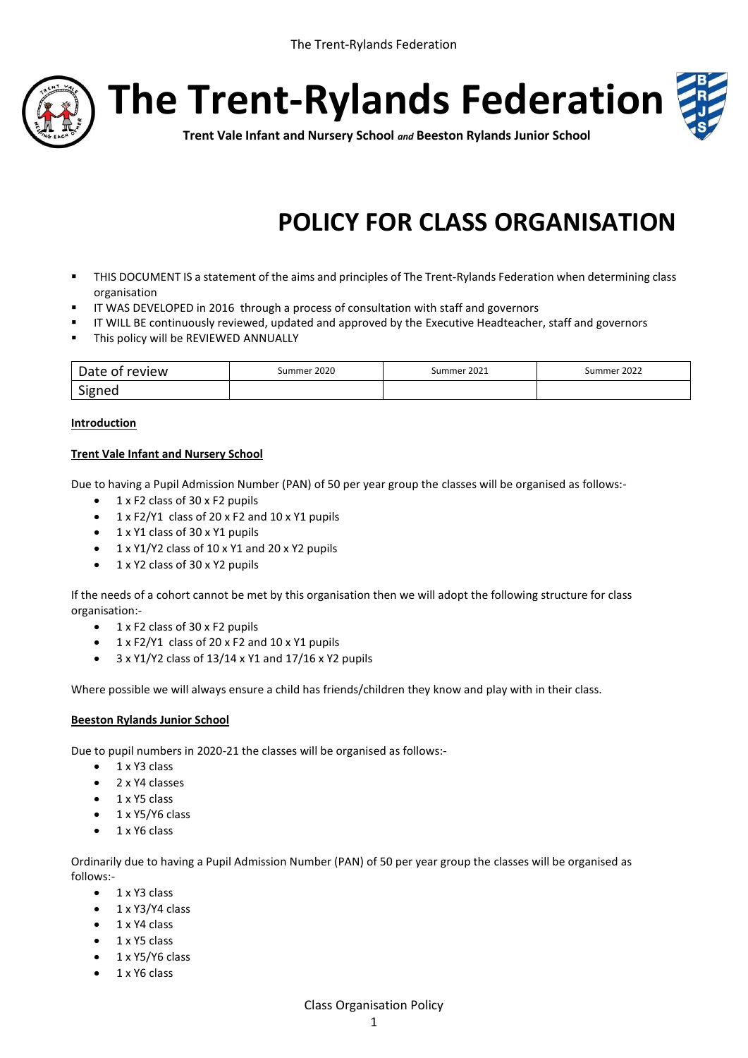# The Trent-Rylands Federation

**Trent Vale Infant and Nursery School** ***and*** **Beeston Rylands Junior School**

# POLICY FOR CLASS ORGANISATION

- THIS DOCUMENT IS a statement of the aims and principles of The Trent-Rylands Federation when determining class organisation
- IT WAS DEVELOPED in 2016 through a process of consultation with staff and governors
- IT WILL BE continuously reviewed, updated and approved by the Executive Headteacher, staff and governors
- This policy will be REVIEWED ANNUALLY

| Date of review | Summer 2020 | Summer 2021 | Summer 2022 |
| --- | --- | --- | --- |
| Signed | | | |

**Introduction**

**Trent Vale Infant and Nursery School**

Due to having a Pupil Admission Number (PAN) of 50 per year group the classes will be organised as follows:-

- 1 x F2 class of 30 x F2 pupils
- 1 x F2/Y1 class of 20 x F2 and 10 x Y1 pupils
- 1 x Y1 class of 30 x Y1 pupils
- 1 x Y1/Y2 class of 10 x Y1 and 20 x Y2 pupils
- 1 x Y2 class of 30 x Y2 pupils

If the needs of a cohort cannot be met by this organisation then we will adopt the following structure for class organisation:-

- 1 x F2 class of 30 x F2 pupils
- 1 x F2/Y1 class of 20 x F2 and 10 x Y1 pupils
- 3 x Y1/Y2 class of 13/14 x Y1 and 17/16 x Y2 pupils

Where possible we will always ensure a child has friends/children they know and play with in their class.

**Beeston Rylands Junior School**

Due to pupil numbers in 2020-21 the classes will be organised as follows:-

- 1 x Y3 class
- 2 x Y4 classes
- 1 x Y5 class
- 1 x Y5/Y6 class
- 1 x Y6 class

Ordinarily due to having a Pupil Admission Number (PAN) of 50 per year group the classes will be organised as follows:-

- 1 x Y3 class
- 1 x Y3/Y4 class
- 1 x Y4 class
- 1 x Y5 class
- 1 x Y5/Y6 class
- 1 x Y6 class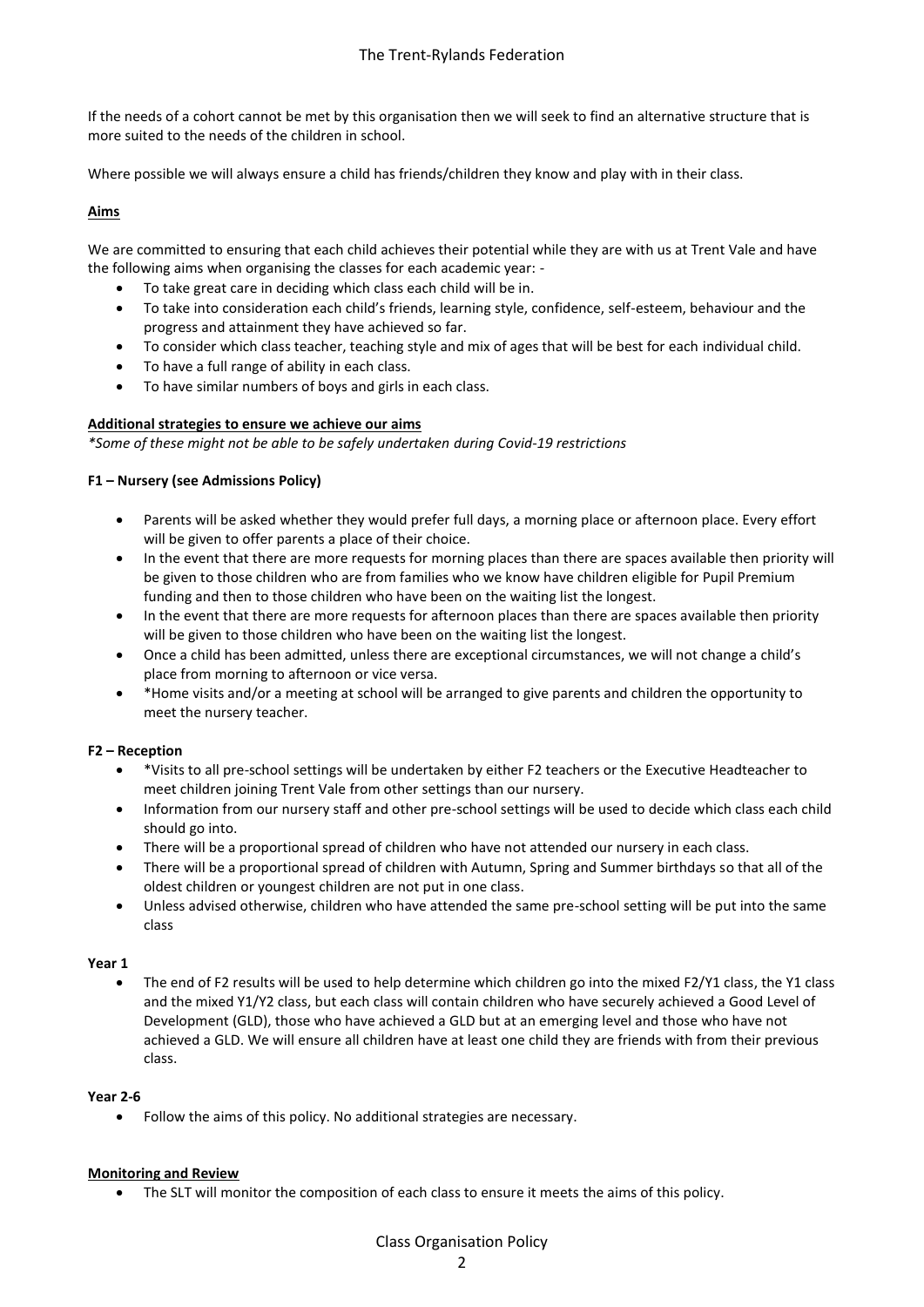If the needs of a cohort cannot be met by this organisation then we will seek to find an alternative structure that is more suited to the needs of the children in school.

Where possible we will always ensure a child has friends/children they know and play with in their class.

## Aims

We are committed to ensuring that each child achieves their potential while they are with us at Trent Vale and have the following aims when organising the classes for each academic year: -

- To take great care in deciding which class each child will be in.
- To take into consideration each child's friends, learning style, confidence, self-esteem, behaviour and the progress and attainment they have achieved so far.
- To consider which class teacher, teaching style and mix of ages that will be best for each individual child.
- To have a full range of ability in each class.
- To have similar numbers of boys and girls in each class.

## Additional strategies to ensure we achieve our aims

*\*Some of these might not be able to be safely undertaken during Covid-19 restrictions*

### F1 – Nursery (see Admissions Policy)

- Parents will be asked whether they would prefer full days, a morning place or afternoon place. Every effort will be given to offer parents a place of their choice.
- In the event that there are more requests for morning places than there are spaces available then priority will be given to those children who are from families who we know have children eligible for Pupil Premium funding and then to those children who have been on the waiting list the longest.
- In the event that there are more requests for afternoon places than there are spaces available then priority will be given to those children who have been on the waiting list the longest.
- Once a child has been admitted, unless there are exceptional circumstances, we will not change a child's place from morning to afternoon or vice versa.
- *Home visits and/or a meeting at school will be arranged to give parents and children the opportunity to meet the nursery teacher.

### F2 – Reception

- *Visits to all pre-school settings will be undertaken by either F2 teachers or the Executive Headteacher to meet children joining Trent Vale from other settings than our nursery.
- Information from our nursery staff and other pre-school settings will be used to decide which class each child should go into.
- There will be a proportional spread of children who have not attended our nursery in each class.
- There will be a proportional spread of children with Autumn, Spring and Summer birthdays so that all of the oldest children or youngest children are not put in one class.
- Unless advised otherwise, children who have attended the same pre-school setting will be put into the same class

### Year 1

- The end of F2 results will be used to help determine which children go into the mixed F2/Y1 class, the Y1 class and the mixed Y1/Y2 class, but each class will contain children who have securely achieved a Good Level of Development (GLD), those who have achieved a GLD but at an emerging level and those who have not achieved a GLD. We will ensure all children have at least one child they are friends with from their previous class.

### Year 2-6

- Follow the aims of this policy. No additional strategies are necessary.

## Monitoring and Review

- The SLT will monitor the composition of each class to ensure it meets the aims of this policy.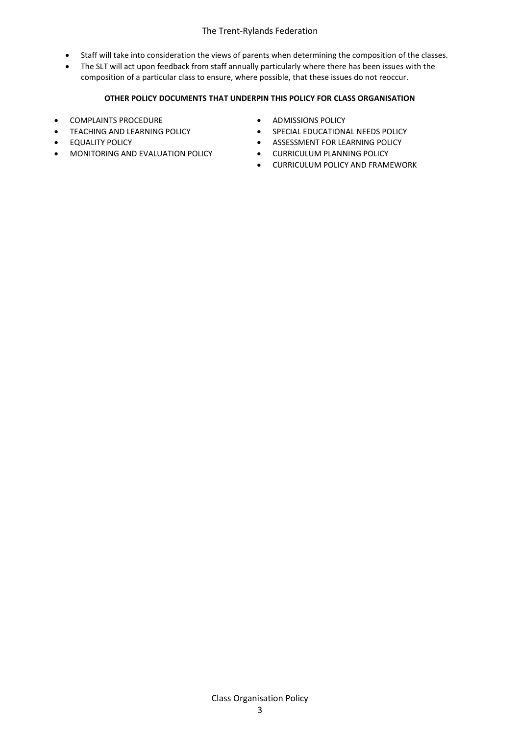- Staff will take into consideration the views of parents when determining the composition of the classes.
- The SLT will act upon feedback from staff annually particularly where there has been issues with the composition of a particular class to ensure, where possible, that these issues do not reoccur.

**OTHER POLICY DOCUMENTS THAT UNDERPIN THIS POLICY FOR CLASS ORGANISATION**

- COMPLAINTS PROCEDURE
- TEACHING AND LEARNING POLICY
- EQUALITY POLICY
- MONITORING AND EVALUATION POLICY
- ADMISSIONS POLICY
- SPECIAL EDUCATIONAL NEEDS POLICY
- ASSESSMENT FOR LEARNING POLICY
- CURRICULUM PLANNING POLICY
- CURRICULUM POLICY AND FRAMEWORK